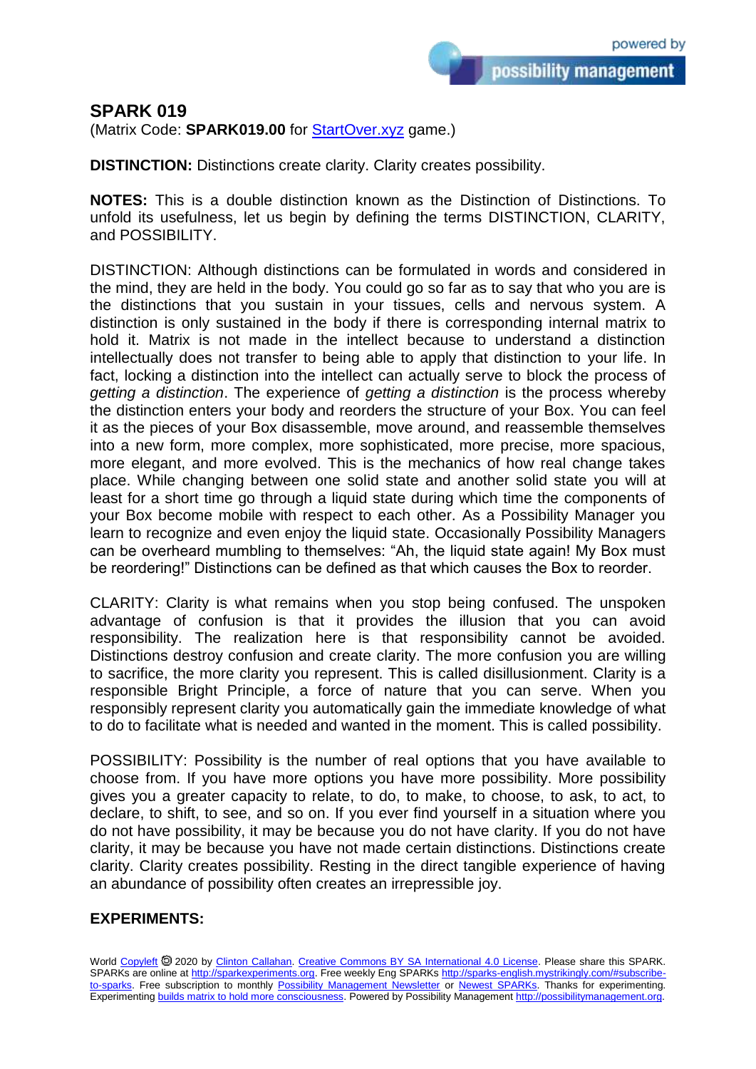## SPARK 019

(Matrix Code: **SPARK019.00** for StartOver.xyz game.)

**DISTINCTION:** Distinctions create clarity. Clarity creates possibility.

**NOTES:** This is a double distinction known as the Distinction of Distinctions. To unfold its usefulness, let us begin by defining the terms DISTINCTION, CLARITY, and POSSIBILITY.

DISTINCTION: Although distinctions can be formulated in words and considered in the mind, they are held in the body. You could go so far as to say that who you are is the distinctions that you sustain in your tissues, cells and nervous system. A distinction is only sustained in the body if there is corresponding internal matrix to hold it. Matrix is not made in the intellect because to understand a distinction intellectually does not transfer to being able to apply that distinction to your life. In fact, locking a distinction into the intellect can actually serve to block the process of *getting a distinction*. The experience of *getting a distinction* is the process whereby the distinction enters your body and reorders the structure of your Box. You can feel it as the pieces of your Box disassemble, move around, and reassemble themselves into a new form, more complex, more sophisticated, more precise, more spacious, more elegant, and more evolved. This is the mechanics of how real change takes place. While changing between one solid state and another solid state you will at least for a short time go through a liquid state during which time the components of your Box become mobile with respect to each other. As a Possibility Manager you learn to recognize and even enjoy the liquid state. Occasionally Possibility Managers can be overheard mumbling to themselves: "Ah, the liquid state again! My Box must be reordering!" Distinctions can be defined as that which causes the Box to reorder.

CLARITY: Clarity is what remains when you stop being confused. The unspoken advantage of confusion is that it provides the illusion that you can avoid responsibility. The realization here is that responsibility cannot be avoided. Distinctions destroy confusion and create clarity. The more confusion you are willing to sacrifice, the more clarity you represent. This is called disillusionment. Clarity is a responsible Bright Principle, a force of nature that you can serve. When you responsibly represent clarity you automatically gain the immediate knowledge of what to do to facilitate what is needed and wanted in the moment. This is called possibility.

POSSIBILITY: Possibility is the number of real options that you have available to choose from. If you have more options you have more possibility. More possibility gives you a greater capacity to relate, to do, to make, to choose, to ask, to act, to declare, to shift, to see, and so on. If you ever find yourself in a situation where you do not have possibility, it may be because you do not have clarity. If you do not have clarity, it may be because you have not made certain distinctions. Distinctions create clarity. Clarity creates possibility. Resting in the direct tangible experience of having an abundance of possibility often creates an irrepressible joy.

**EXPERIMENTS:**

World Copyleft 🄯 2020 by Clinton Callahan. Creative Commons BY SA International 4.0 License. Please share this SPARK. SPARKs are online at http://sparkexperiments.org. Free weekly Eng SPARKs http://sparks-english.mystrikingly.com/#subscribe-to-sparks. Free subscription to monthly Possibility Management Newsletter or Newest SPARKs. Thanks for experimenting. Experimenting builds matrix to hold more consciousness. Powered by Possibility Management http://possibilitymanagement.org.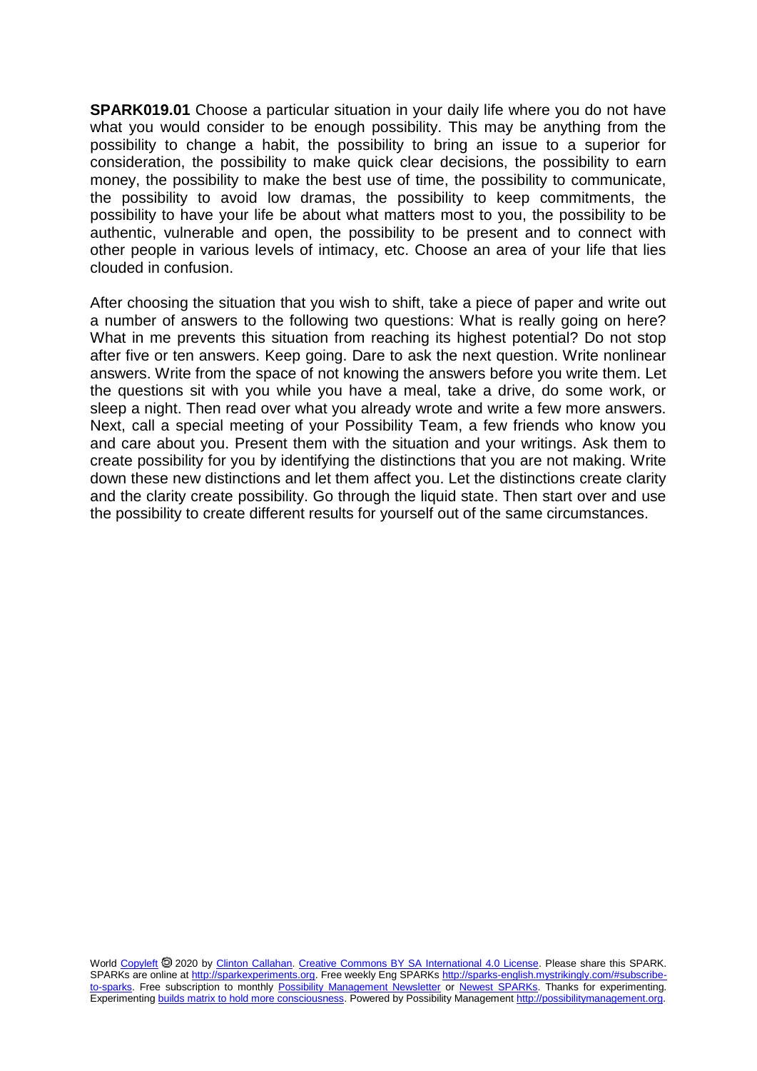**SPARK019.01** Choose a particular situation in your daily life where you do not have what you would consider to be enough possibility. This may be anything from the possibility to change a habit, the possibility to bring an issue to a superior for consideration, the possibility to make quick clear decisions, the possibility to earn money, the possibility to make the best use of time, the possibility to communicate, the possibility to avoid low dramas, the possibility to keep commitments, the possibility to have your life be about what matters most to you, the possibility to be authentic, vulnerable and open, the possibility to be present and to connect with other people in various levels of intimacy, etc. Choose an area of your life that lies clouded in confusion.

After choosing the situation that you wish to shift, take a piece of paper and write out a number of answers to the following two questions: What is really going on here? What in me prevents this situation from reaching its highest potential? Do not stop after five or ten answers. Keep going. Dare to ask the next question. Write nonlinear answers. Write from the space of not knowing the answers before you write them. Let the questions sit with you while you have a meal, take a drive, do some work, or sleep a night. Then read over what you already wrote and write a few more answers. Next, call a special meeting of your Possibility Team, a few friends who know you and care about you. Present them with the situation and your writings. Ask them to create possibility for you by identifying the distinctions that you are not making. Write down these new distinctions and let them affect you. Let the distinctions create clarity and the clarity create possibility. Go through the liquid state. Then start over and use the possibility to create different results for yourself out of the same circumstances.

World Copyleft 🄯 2020 by Clinton Callahan. Creative Commons BY SA International 4.0 License. Please share this SPARK. SPARKs are online at http://sparkexperiments.org. Free weekly Eng SPARKs http://sparks-english.mystrikingly.com/#subscribe-to-sparks. Free subscription to monthly Possibility Management Newsletter or Newest SPARKs. Thanks for experimenting. Experimenting builds matrix to hold more consciousness. Powered by Possibility Management http://possibilitymanagement.org.